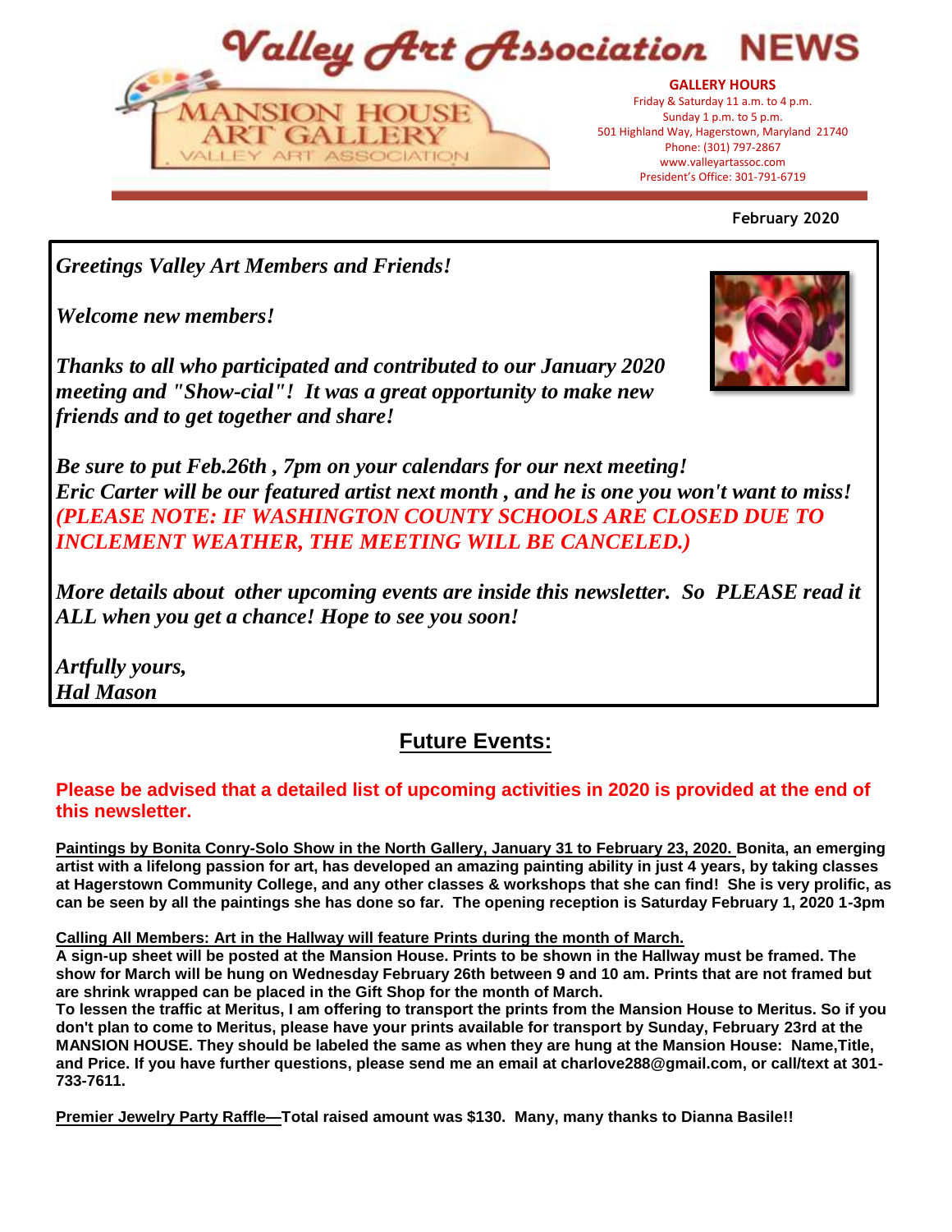# Valley Art Association NEWS

MANSION HOUSE ART GALLERY
VALLEY ART ASSOCIATION

**GALLERY HOURS**
Friday & Saturday 11 a.m. to 4 p.m.
Sunday 1 p.m. to 5 p.m.
501 Highland Way, Hagerstown, Maryland 21740
Phone: (301) 797-2867
www.valleyartassoc.com
President's Office: 301-791-6719

**February 2020**

***Greetings Valley Art Members and Friends!***

***Welcome new members!***

***Thanks to all who participated and contributed to our January 2020 meeting and "Show-cial"! It was a great opportunity to make new friends and to get together and share!***

***Be sure to put Feb.26th , 7pm on your calendars for our next meeting! Eric Carter will be our featured artist next month , and he is one you won't want to miss! (PLEASE NOTE: IF WASHINGTON COUNTY SCHOOLS ARE CLOSED DUE TO INCLEMENT WEATHER, THE MEETING WILL BE CANCELED.)***

***More details about other upcoming events are inside this newsletter. So PLEASE read it ALL when you get a chance! Hope to see you soon!***

***Artfully yours,***
***Hal Mason***

## Future Events:

**Please be advised that a detailed list of upcoming activities in 2020 is provided at the end of this newsletter.**

**Paintings by Bonita Conry-Solo Show in the North Gallery, January 31 to February 23, 2020. Bonita, an emerging artist with a lifelong passion for art, has developed an amazing painting ability in just 4 years, by taking classes at Hagerstown Community College, and any other classes & workshops that she can find! She is very prolific, as can be seen by all the paintings she has done so far. The opening reception is Saturday February 1, 2020 1-3pm**

**Calling All Members: Art in the Hallway will feature Prints during the month of March.**
**A sign-up sheet will be posted at the Mansion House. Prints to be shown in the Hallway must be framed. The show for March will be hung on Wednesday February 26th between 9 and 10 am. Prints that are not framed but are shrink wrapped can be placed in the Gift Shop for the month of March.**
**To lessen the traffic at Meritus, I am offering to transport the prints from the Mansion House to Meritus. So if you don't plan to come to Meritus, please have your prints available for transport by Sunday, February 23rd at the MANSION HOUSE. They should be labeled the same as when they are hung at the Mansion House: Name,Title, and Price. If you have further questions, please send me an email at charlove288@gmail.com, or call/text at 301-733-7611.**

**Premier Jewelry Party Raffle—Total raised amount was $130. Many, many thanks to Dianna Basile!!**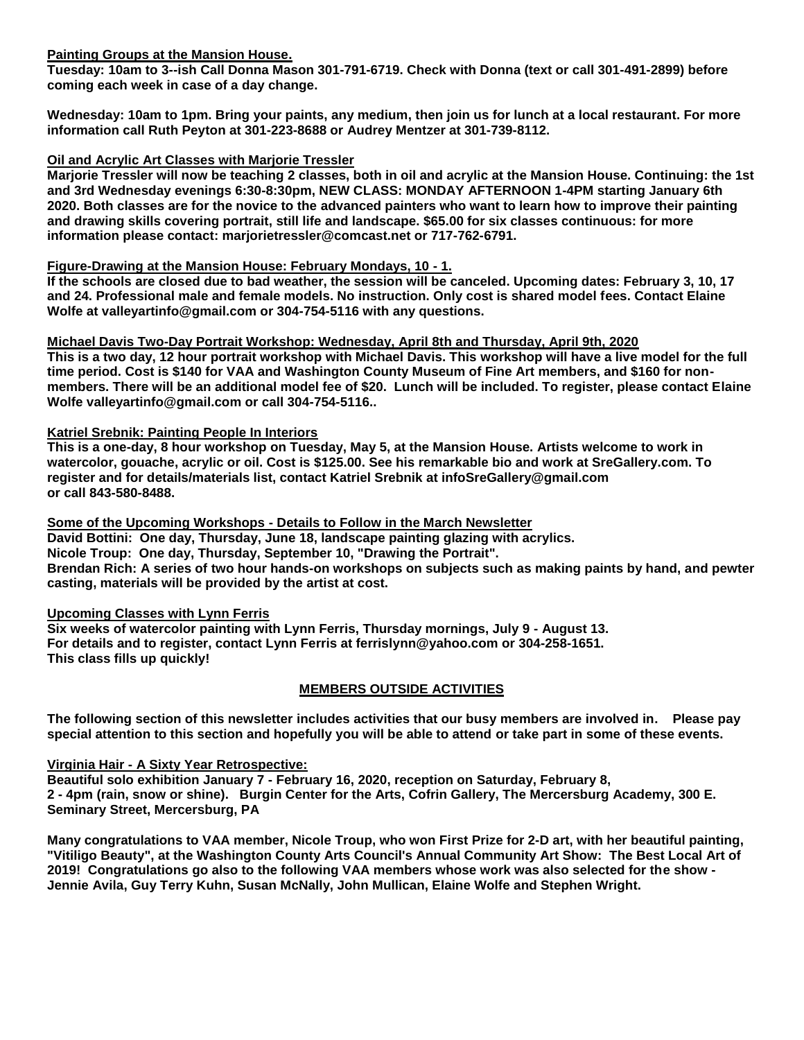**Painting Groups at the Mansion House.**

**Tuesday: 10am to 3--ish Call Donna Mason 301-791-6719. Check with Donna (text or call 301-491-2899) before coming each week in case of a day change.**

**Wednesday: 10am to 1pm. Bring your paints, any medium, then join us for lunch at a local restaurant. For more information call Ruth Peyton at 301-223-8688 or Audrey Mentzer at 301-739-8112.**

**Oil and Acrylic Art Classes with Marjorie Tressler**

**Marjorie Tressler will now be teaching 2 classes, both in oil and acrylic at the Mansion House. Continuing: the 1st and 3rd Wednesday evenings 6:30-8:30pm, NEW CLASS: MONDAY AFTERNOON 1-4PM starting January 6th 2020. Both classes are for the novice to the advanced painters who want to learn how to improve their painting and drawing skills covering portrait, still life and landscape. $65.00 for six classes continuous: for more information please contact: marjorietressler@comcast.net or 717-762-6791.**

**Figure-Drawing at the Mansion House: February Mondays, 10 - 1.**

**If the schools are closed due to bad weather, the session will be canceled. Upcoming dates: February 3, 10, 17 and 24. Professional male and female models. No instruction. Only cost is shared model fees. Contact Elaine Wolfe at valleyartinfo@gmail.com or 304-754-5116 with any questions.**

**Michael Davis Two-Day Portrait Workshop: Wednesday, April 8th and Thursday, April 9th, 2020**

**This is a two day, 12 hour portrait workshop with Michael Davis. This workshop will have a live model for the full time period. Cost is $140 for VAA and Washington County Museum of Fine Art members, and $160 for non-members. There will be an additional model fee of $20. Lunch will be included. To register, please contact Elaine Wolfe valleyartinfo@gmail.com or call 304-754-5116..**

**Katriel Srebnik: Painting People In Interiors**

**This is a one-day, 8 hour workshop on Tuesday, May 5, at the Mansion House. Artists welcome to work in watercolor, gouache, acrylic or oil. Cost is $125.00. See his remarkable bio and work at SreGallery.com. To register and for details/materials list, contact Katriel Srebnik at infoSreGallery@gmail.com or call 843-580-8488.**

**Some of the Upcoming Workshops - Details to Follow in the March Newsletter**

**David Bottini: One day, Thursday, June 18, landscape painting glazing with acrylics.**
**Nicole Troup: One day, Thursday, September 10, "Drawing the Portrait".**
**Brendan Rich: A series of two hour hands-on workshops on subjects such as making paints by hand, and pewter casting, materials will be provided by the artist at cost.**

**Upcoming Classes with Lynn Ferris**

**Six weeks of watercolor painting with Lynn Ferris, Thursday mornings, July 9 - August 13.**
**For details and to register, contact Lynn Ferris at ferrislynn@yahoo.com or 304-258-1651.**
**This class fills up quickly!**

## MEMBERS OUTSIDE ACTIVITIES

**The following section of this newsletter includes activities that our busy members are involved in. Please pay special attention to this section and hopefully you will be able to attend or take part in some of these events.**

**Virginia Hair - A Sixty Year Retrospective:**

**Beautiful solo exhibition January 7 - February 16, 2020, reception on Saturday, February 8, 2 - 4pm (rain, snow or shine). Burgin Center for the Arts, Cofrin Gallery, The Mercersburg Academy, 300 E. Seminary Street, Mercersburg, PA**

**Many congratulations to VAA member, Nicole Troup, who won First Prize for 2-D art, with her beautiful painting, "Vitiligo Beauty", at the Washington County Arts Council's Annual Community Art Show: The Best Local Art of 2019! Congratulations go also to the following VAA members whose work was also selected for the show - Jennie Avila, Guy Terry Kuhn, Susan McNally, John Mullican, Elaine Wolfe and Stephen Wright.**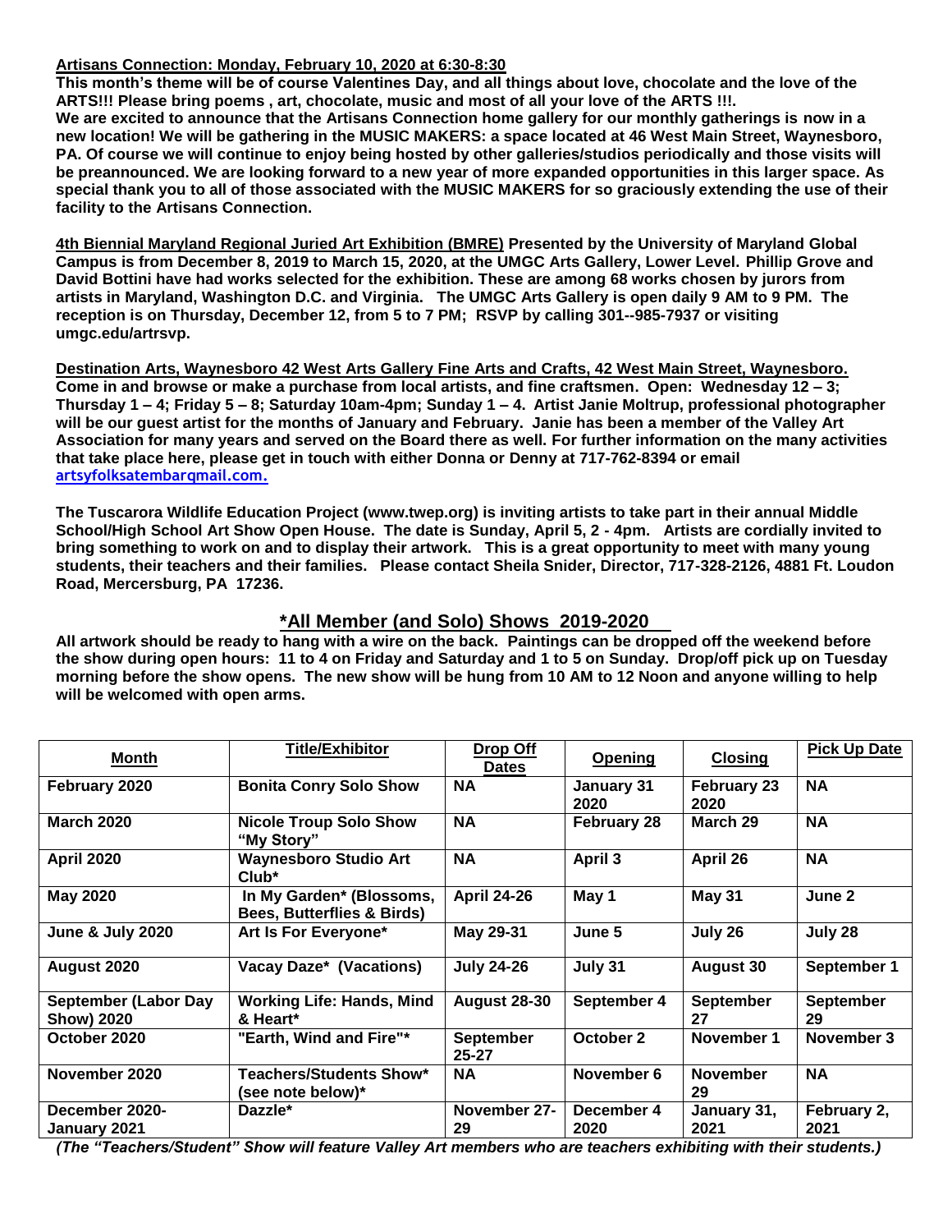**Artisans Connection: Monday, February 10, 2020 at 6:30-8:30**
**This month's theme will be of course Valentines Day, and all things about love, chocolate and the love of the ARTS!!! Please bring poems , art, chocolate, music and most of all your love of the ARTS !!!.**
**We are excited to announce that the Artisans Connection home gallery for our monthly gatherings is now in a new location! We will be gathering in the MUSIC MAKERS: a space located at 46 West Main Street, Waynesboro, PA. Of course we will continue to enjoy being hosted by other galleries/studios periodically and those visits will be preannounced. We are looking forward to a new year of more expanded opportunities in this larger space. As special thank you to all of those associated with the MUSIC MAKERS for so graciously extending the use of their facility to the Artisans Connection.**

**4th Biennial Maryland Regional Juried Art Exhibition (BMRE) Presented by the University of Maryland Global Campus is from December 8, 2019 to March 15, 2020, at the UMGC Arts Gallery, Lower Level. Phillip Grove and David Bottini have had works selected for the exhibition. These are among 68 works chosen by jurors from artists in Maryland, Washington D.C. and Virginia. The UMGC Arts Gallery is open daily 9 AM to 9 PM. The reception is on Thursday, December 12, from 5 to 7 PM; RSVP by calling 301--985-7937 or visiting umgc.edu/artrsvp.**

**Destination Arts, Waynesboro 42 West Arts Gallery Fine Arts and Crafts, 42 West Main Street, Waynesboro. Come in and browse or make a purchase from local artists, and fine craftsmen. Open: Wednesday 12 – 3; Thursday 1 – 4; Friday 5 – 8; Saturday 10am-4pm; Sunday 1 – 4. Artist Janie Moltrup, professional photographer will be our guest artist for the months of January and February. Janie has been a member of the Valley Art Association for many years and served on the Board there as well. For further information on the many activities that take place here, please get in touch with either Donna or Denny at 717-762-8394 or email artsyfolksatembarqmail.com.**

**The Tuscarora Wildlife Education Project (www.twep.org) is inviting artists to take part in their annual Middle School/High School Art Show Open House. The date is Sunday, April 5, 2 - 4pm. Artists are cordially invited to bring something to work on and to display their artwork. This is a great opportunity to meet with many young students, their teachers and their families. Please contact Sheila Snider, Director, 717-328-2126, 4881 Ft. Loudon Road, Mercersburg, PA 17236.**

## *All Member (and Solo) Shows 2019-2020

**All artwork should be ready to hang with a wire on the back. Paintings can be dropped off the weekend before the show during open hours: 11 to 4 on Friday and Saturday and 1 to 5 on Sunday. Drop/off pick up on Tuesday morning before the show opens. The new show will be hung from 10 AM to 12 Noon and anyone willing to help will be welcomed with open arms.**

| Month | Title/Exhibitor | Drop Off Dates | Opening | Closing | Pick Up Date |
|---|---|---|---|---|---|
| February 2020 | Bonita Conry Solo Show | NA | January 31 2020 | February 23 2020 | NA |
| March 2020 | Nicole Troup Solo Show "My Story" | NA | February 28 | March 29 | NA |
| April 2020 | Waynesboro Studio Art Club* | NA | April 3 | April 26 | NA |
| May 2020 | In My Garden* (Blossoms, Bees, Butterflies & Birds) | April 24-26 | May 1 | May 31 | June 2 |
| June & July 2020 | Art Is For Everyone* | May 29-31 | June 5 | July 26 | July 28 |
| August 2020 | Vacay Daze* (Vacations) | July 24-26 | July 31 | August 30 | September 1 |
| September (Labor Day Show) 2020 | Working Life: Hands, Mind & Heart* | August 28-30 | September 4 | September 27 | September 29 |
| October 2020 | "Earth, Wind and Fire"* | September 25-27 | October 2 | November 1 | November 3 |
| November 2020 | Teachers/Students Show* (see note below)* | NA | November 6 | November 29 | NA |
| December 2020-January 2021 | Dazzle* | November 27-29 | December 4 2020 | January 31, 2021 | February 2, 2021 |

*(The "Teachers/Student" Show will feature Valley Art members who are teachers exhibiting with their students.)*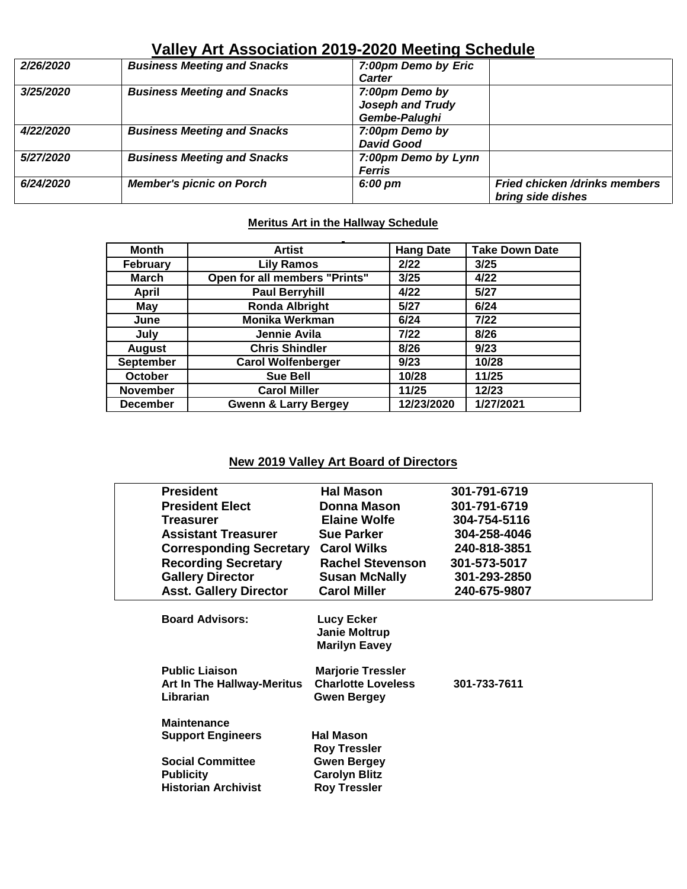## Valley Art Association 2019-2020 Meeting Schedule

| | | | |
|---|---|---|---|
| *2/26/2020* | *Business Meeting and Snacks* | *7:00pm Demo by Eric Carter* | |
| *3/25/2020* | *Business Meeting and Snacks* | *7:00pm Demo by Joseph and Trudy Gembe-Palughi* | |
| *4/22/2020* | *Business Meeting and Snacks* | *7:00pm Demo by David Good* | |
| *5/27/2020* | *Business Meeting and Snacks* | *7:00pm Demo by Lynn Ferris* | |
| *6/24/2020* | *Member's picnic on Porch* | *6:00 pm* | *Fried chicken /drinks members bring side dishes* |

### Meritus Art in the Hallway Schedule

| Month | Artist | Hang Date | Take Down Date |
|---|---|---|---|
| February | Lily Ramos | 2/22 | 3/25 |
| March | Open for all members "Prints" | 3/25 | 4/22 |
| April | Paul Berryhill | 4/22 | 5/27 |
| May | Ronda Albright | 5/27 | 6/24 |
| June | Monika Werkman | 6/24 | 7/22 |
| July | Jennie Avila | 7/22 | 8/26 |
| August | Chris Shindler | 8/26 | 9/23 |
| September | Carol Wolfenberger | 9/23 | 10/28 |
| October | Sue Bell | 10/28 | 11/25 |
| November | Carol Miller | 11/25 | 12/23 |
| December | Gwenn & Larry Bergey | 12/23/2020 | 1/27/2021 |

### New 2019 Valley Art Board of Directors

| | | |
|---|---|---|
| **President** | **Hal Mason** | **301-791-6719** |
| **President Elect** | **Donna Mason** | **301-791-6719** |
| **Treasurer** | **Elaine Wolfe** | **304-754-5116** |
| **Assistant Treasurer** | **Sue Parker** | **304-258-4046** |
| **Corresponding Secretary** | **Carol Wilks** | **240-818-3851** |
| **Recording Secretary** | **Rachel Stevenson** | **301-573-5017** |
| **Gallery Director** | **Susan McNally** | **301-293-2850** |
| **Asst. Gallery Director** | **Carol Miller** | **240-675-9807** |

**Board Advisors:** **Lucy Ecker**
**Janie Moltrup**
**Marilyn Eavey**

**Public Liaison** **Marjorie Tressler**
**Art In The Hallway-Meritus** **Charlotte Loveless** **301-733-7611**
**Librarian** **Gwen Bergey**

**Maintenance**
**Support Engineers** **Hal Mason**
**Roy Tressler**
**Social Committee** **Gwen Bergey**
**Publicity** **Carolyn Blitz**
**Historian Archivist** **Roy Tressler**